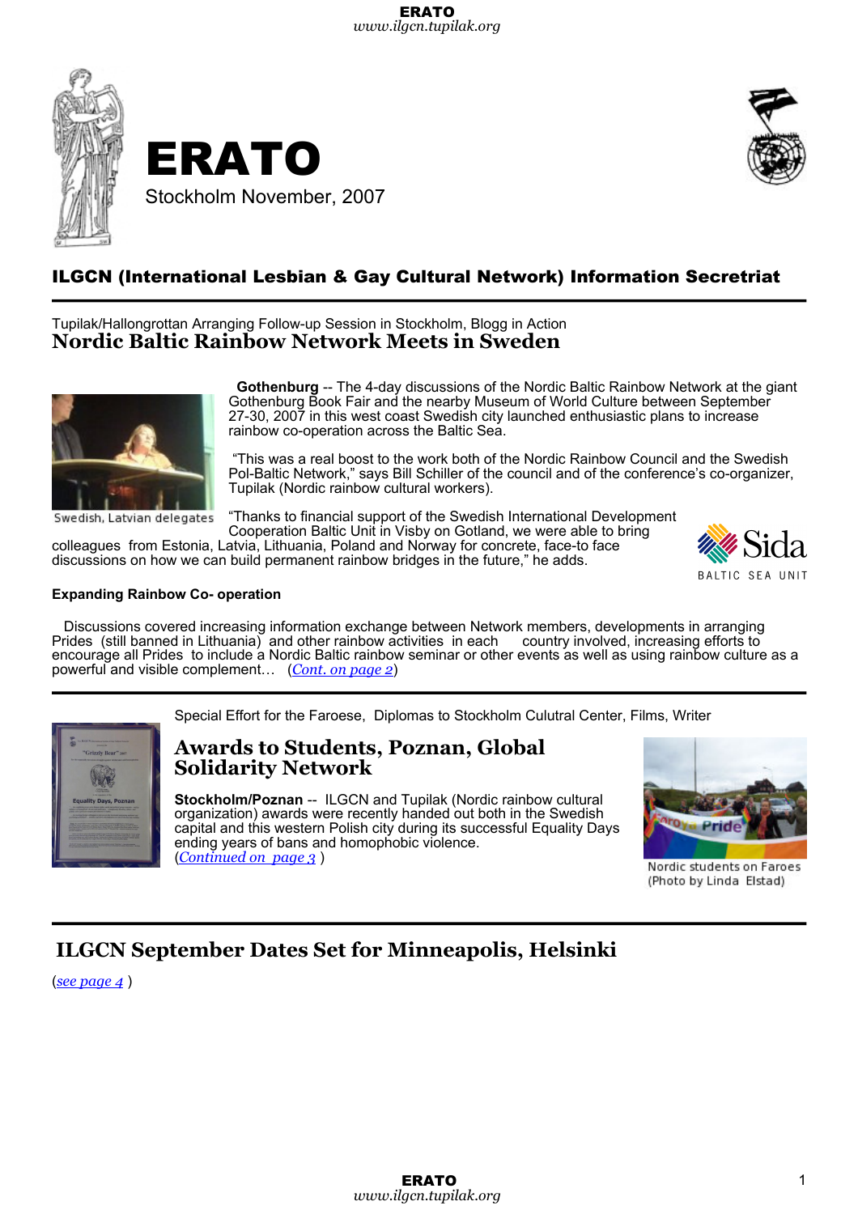# ERATO

Stockholm November, 2007

**ILGCN (International Lesbian & Gay Cultural Network) Information Secretriat**

Tupilak/Hallongrottan Arranging Follow-up Session in Stockholm, Blogg in Action

## Nordic Baltic Rainbow Network Meets in Sweden

Swedish, Latvian delegates

**Gothenburg** -- The 4-day discussions of the Nordic Baltic Rainbow Network at the giant Gothenburg Book Fair and the nearby Museum of World Culture between September 27-30, 2007 in this west coast Swedish city launched enthusiastic plans to increase rainbow co-operation across the Baltic Sea.

"This was a real boost to the work both of the Nordic Rainbow Council and the Swedish Pol-Baltic Network," says Bill Schiller of the council and of the conference's co-organizer, Tupilak (Nordic rainbow cultural workers).

"Thanks to financial support of the Swedish International Development Cooperation Baltic Unit in Visby on Gotland, we were able to bring colleagues from Estonia, Latvia, Lithuania, Poland and Norway for concrete, face-to face discussions on how we can build permanent rainbow bridges in the future," he adds.

Sida BALTIC SEA UNIT

**Expanding Rainbow Co- operation**

Discussions covered increasing information exchange between Network members, developments in arranging Prides (still banned in Lithuania) and other rainbow activities in each country involved, increasing efforts to encourage all Prides to include a Nordic Baltic rainbow seminar or other events as well as using rainbow culture as a powerful and visible complement… (*Cont. on page 2*)

---

Special Effort for the Faroese, Diplomas to Stockholm Cultural Center, Films, Writer

## Awards to Students, Poznan, Global Solidarity Network

**Stockholm/Poznan** -- ILGCN and Tupilak (Nordic rainbow cultural organization) awards were recently handed out both in the Swedish capital and this western Polish city during its successful Equality Days ending years of bans and homophobic violence.
(*Continued on page 3* )

Nordic students on Faroes
(Photo by Linda Elstad)

---

## ILGCN September Dates Set for Minneapolis, Helsinki

(*see page 4* )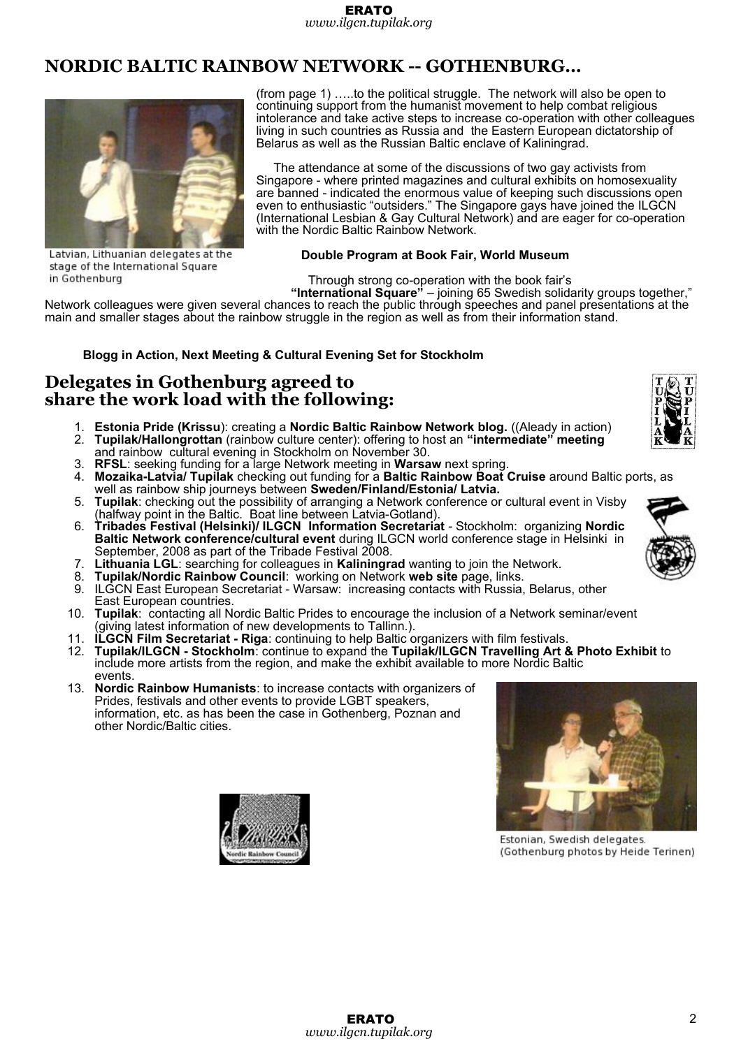# NORDIC BALTIC RAINBOW NETWORK -- GOTHENBURG...

Latvian, Lithuanian delegates at the stage of the International Square in Gothenburg

(from page 1) …..to the political struggle. The network will also be open to continuing support from the humanist movement to help combat religious intolerance and take active steps to increase co-operation with other colleagues living in such countries as Russia and the Eastern European dictatorship of Belarus as well as the Russian Baltic enclave of Kaliningrad.

The attendance at some of the discussions of two gay activists from Singapore - where printed magazines and cultural exhibits on homosexuality are banned - indicated the enormous value of keeping such discussions open even to enthusiastic "outsiders." The Singapore gays have joined the ILGCN (International Lesbian & Gay Cultural Network) and are eager for co-operation with the Nordic Baltic Rainbow Network.

**Double Program at Book Fair, World Museum**

Through strong co-operation with the book fair's **"International Square"** – joining 65 Swedish solidarity groups together," Network colleagues were given several chances to reach the public through speeches and panel presentations at the main and smaller stages about the rainbow struggle in the region as well as from their information stand.

**Blogg in Action, Next Meeting & Cultural Evening Set for Stockholm**

## Delegates in Gothenburg agreed to share the work load with the following:

1. **Estonia Pride (Krissu**): creating a **Nordic Baltic Rainbow Network blog.** ((Aleady in action)
2. **Tupilak/Hallongrottan** (rainbow culture center): offering to host an **"intermediate" meeting** and rainbow cultural evening in Stockholm on November 30.
3. **RFSL**: seeking funding for a large Network meeting in **Warsaw** next spring.
4. **Mozaika-Latvia/ Tupilak** checking out funding for a **Baltic Rainbow Boat Cruise** around Baltic ports, as well as rainbow ship journeys between **Sweden/Finland/Estonia/ Latvia.**
5. **Tupilak**: checking out the possibility of arranging a Network conference or cultural event in Visby (halfway point in the Baltic. Boat line between Latvia-Gotland).
6. **Tribades Festival (Helsinki)/ ILGCN Information Secretariat** - Stockholm: organizing **Nordic Baltic Network conference/cultural event** during ILGCN world conference stage in Helsinki in September, 2008 as part of the Tribade Festival 2008.
7. **Lithuania LGL**: searching for colleagues in **Kaliningrad** wanting to join the Network.
8. **Tupilak/Nordic Rainbow Council**: working on Network **web site** page, links.
9. ILGCN East European Secretariat - Warsaw: increasing contacts with Russia, Belarus, other East European countries.
10. **Tupilak**: contacting all Nordic Baltic Prides to encourage the inclusion of a Network seminar/event (giving latest information of new developments to Tallinn.).
11. **ILGCN Film Secretariat - Riga**: continuing to help Baltic organizers with film festivals.
12. **Tupilak/ILGCN - Stockholm**: continue to expand the **Tupilak/ILGCN Travelling Art & Photo Exhibit** to include more artists from the region, and make the exhibit available to more Nordic Baltic events.
13. **Nordic Rainbow Humanists**: to increase contacts with organizers of Prides, festivals and other events to provide LGBT speakers, information, etc. as has been the case in Gothenberg, Poznan and other Nordic/Baltic cities.

Nordic Rainbow Council

Estonian, Swedish delegates. (Gothenburg photos by Heide Terinen)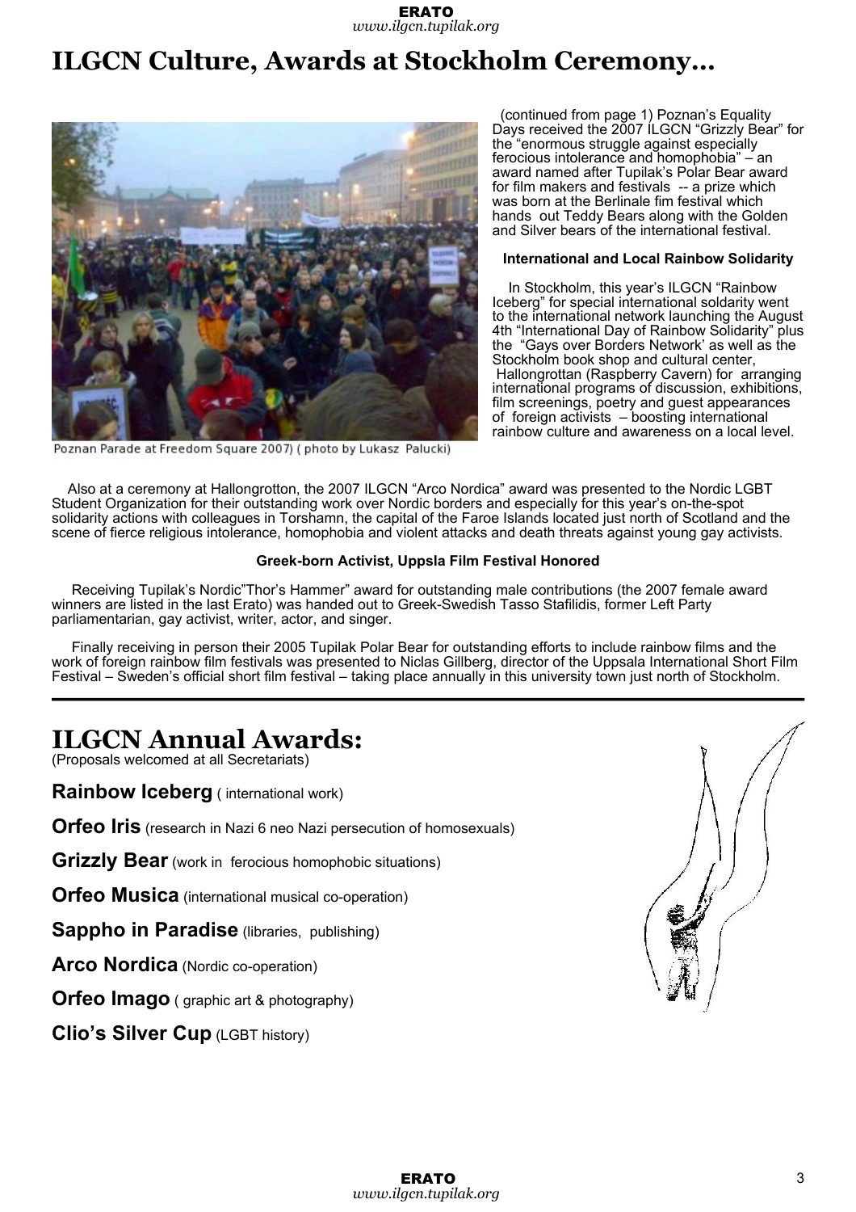# ILGCN Culture, Awards at Stockholm Ceremony...

Poznan Parade at Freedom Square 2007) ( photo by Lukasz Palucki)

(continued from page 1) Poznan's Equality Days received the 2007 ILGCN "Grizzly Bear" for the "enormous struggle against especially ferocious intolerance and homophobia" – an award named after Tupilak's Polar Bear award for film makers and festivals -- a prize which was born at the Berlinale fim festival which hands out Teddy Bears along with the Golden and Silver bears of the international festival.

**International and Local Rainbow Solidarity**

In Stockholm, this year's ILGCN "Rainbow Iceberg" for special international solidarity went to the international network launching the August 4th "International Day of Rainbow Solidarity" plus the "Gays over Borders Network' as well as the Stockholm book shop and cultural center, Hallongrottan (Raspberry Cavern) for arranging international programs of discussion, exhibitions, film screenings, poetry and guest appearances of foreign activists – boosting international rainbow culture and awareness on a local level.

Also at a ceremony at Hallongrotton, the 2007 ILGCN "Arco Nordica" award was presented to the Nordic LGBT Student Organization for their outstanding work over Nordic borders and especially for this year's on-the-spot solidarity actions with colleagues in Torshamn, the capital of the Faroe Islands located just north of Scotland and the scene of fierce religious intolerance, homophobia and violent attacks and death threats against young gay activists.

**Greek-born Activist, Uppsla Film Festival Honored**

Receiving Tupilak's Nordic"Thor's Hammer" award for outstanding male contributions (the 2007 female award winners are listed in the last Erato) was handed out to Greek-Swedish Tasso Stafilidis, former Left Party parliamentarian, gay activist, writer, actor, and singer.

Finally receiving in person their 2005 Tupilak Polar Bear for outstanding efforts to include rainbow films and the work of foreign rainbow film festivals was presented to Niclas Gillberg, director of the Uppsala International Short Film Festival – Sweden's official short film festival – taking place annually in this university town just north of Stockholm.

---

# ILGCN Annual Awards:

(Proposals welcomed at all Secretariats)

**Rainbow Iceberg** ( international work)

**Orfeo Iris** (research in Nazi 6 neo Nazi persecution of homosexuals)

**Grizzly Bear** (work in ferocious homophobic situations)

**Orfeo Musica** (international musical co-operation)

**Sappho in Paradise** (libraries, publishing)

**Arco Nordica** (Nordic co-operation)

**Orfeo Imago** ( graphic art & photography)

**Clio's Silver Cup** (LGBT history)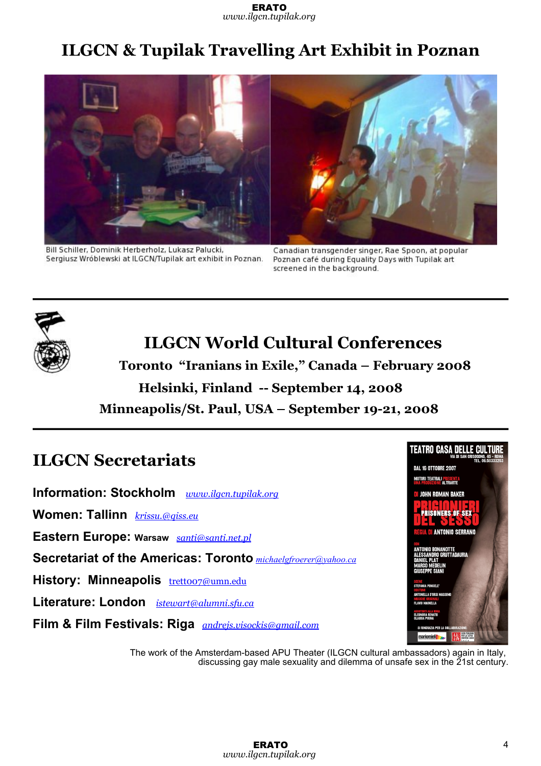# ILGCN & Tupilak Travelling Art Exhibit in Poznan

Bill Schiller, Dominik Herberholz, Lukasz Palucki, Sergiusz Wróblewski at ILGCN/Tupilak art exhibit in Poznan.

Canadian transgender singer, Rae Spoon, at popular Poznan café during Equality Days with Tupilak art screened in the background.

---

## ILGCN World Cultural Conferences

**Toronto "Iranians in Exile," Canada – February 2008**

**Helsinki, Finland -- September 14, 2008**

**Minneapolis/St. Paul, USA – September 19-21, 2008**

---

## ILGCN Secretariats

**Information: Stockholm** *www.ilgcn.tupilak.org*

**Women: Tallinn** *krissu.@qiss.eu*

**Eastern Europe: Warsaw** *santi@santi.net.pl*

**Secretariat of the Americas: Toronto** *michaelgfroerer@yahoo.ca*

**History: Minneapolis** tretto07@umn.edu

**Literature: London** *istewart@alumni.sfu.ca*

**Film & Film Festivals: Riga** *andrejs.visockis@gmail.com*

The work of the Amsterdam-based APU Theater (ILGCN cultural ambassadors) again in Italy, discussing gay male sexuality and dilemma of unsafe sex in the 21st century.